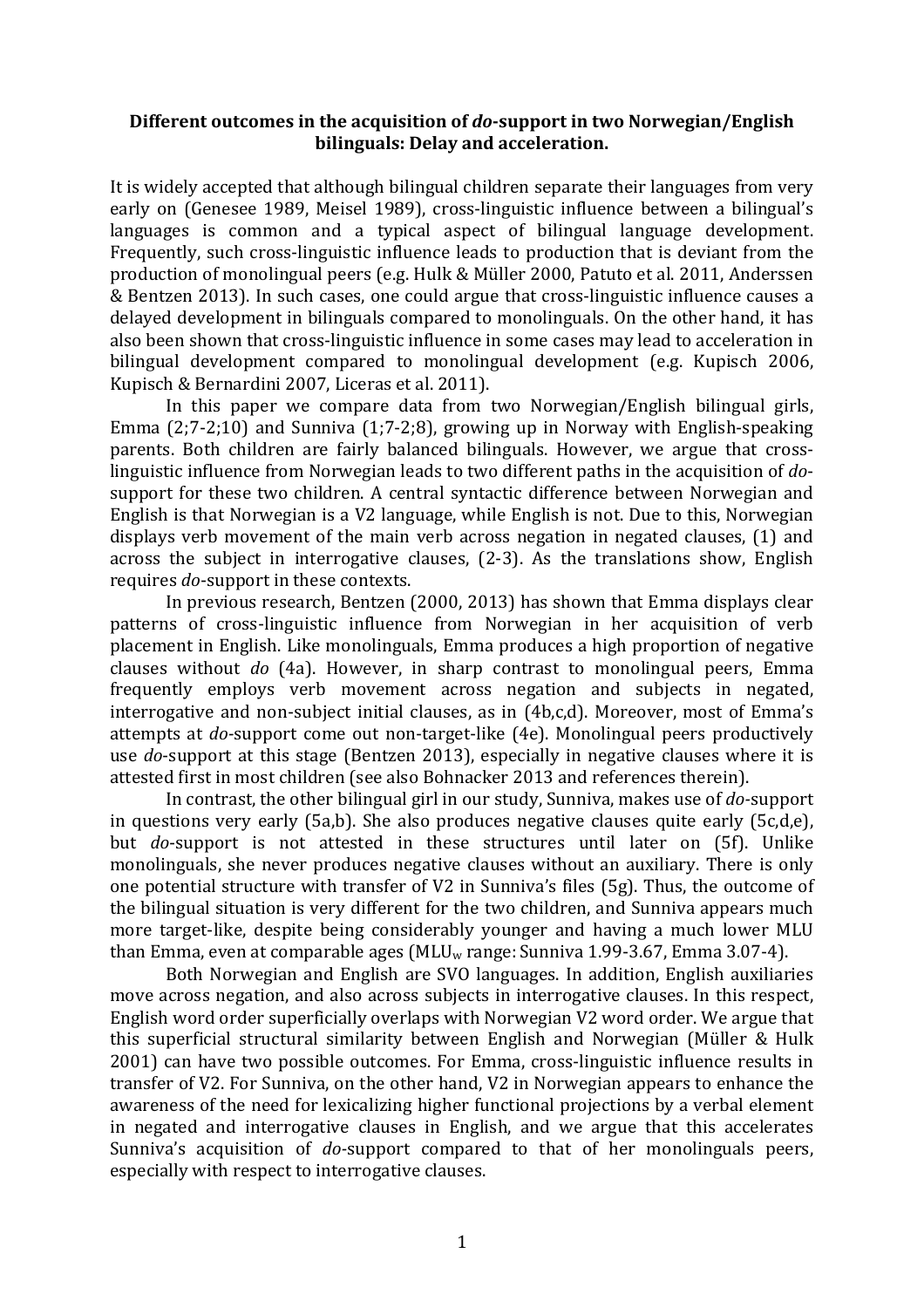**Different outcomes in the acquisition of *do*-support in two Norwegian/English bilinguals: Delay and acceleration.**

It is widely accepted that although bilingual children separate their languages from very early on (Genesee 1989, Meisel 1989), cross-linguistic influence between a bilingual's languages is common and a typical aspect of bilingual language development. Frequently, such cross-linguistic influence leads to production that is deviant from the production of monolingual peers (e.g. Hulk & Müller 2000, Patuto et al. 2011, Anderssen & Bentzen 2013). In such cases, one could argue that cross-linguistic influence causes a delayed development in bilinguals compared to monolinguals. On the other hand, it has also been shown that cross-linguistic influence in some cases may lead to acceleration in bilingual development compared to monolingual development (e.g. Kupisch 2006, Kupisch & Bernardini 2007, Liceras et al. 2011).

In this paper we compare data from two Norwegian/English bilingual girls, Emma (2;7-2;10) and Sunniva (1;7-2;8), growing up in Norway with English-speaking parents. Both children are fairly balanced bilinguals. However, we argue that cross-linguistic influence from Norwegian leads to two different paths in the acquisition of *do*-support for these two children. A central syntactic difference between Norwegian and English is that Norwegian is a V2 language, while English is not. Due to this, Norwegian displays verb movement of the main verb across negation in negated clauses, (1) and across the subject in interrogative clauses, (2-3). As the translations show, English requires *do*-support in these contexts.

In previous research, Bentzen (2000, 2013) has shown that Emma displays clear patterns of cross-linguistic influence from Norwegian in her acquisition of verb placement in English. Like monolinguals, Emma produces a high proportion of negative clauses without *do* (4a). However, in sharp contrast to monolingual peers, Emma frequently employs verb movement across negation and subjects in negated, interrogative and non-subject initial clauses, as in (4b,c,d). Moreover, most of Emma's attempts at *do*-support come out non-target-like (4e). Monolingual peers productively use *do*-support at this stage (Bentzen 2013), especially in negative clauses where it is attested first in most children (see also Bohnacker 2013 and references therein).

In contrast, the other bilingual girl in our study, Sunniva, makes use of *do*-support in questions very early (5a,b). She also produces negative clauses quite early (5c,d,e), but *do*-support is not attested in these structures until later on (5f). Unlike monolinguals, she never produces negative clauses without an auxiliary. There is only one potential structure with transfer of V2 in Sunniva's files (5g). Thus, the outcome of the bilingual situation is very different for the two children, and Sunniva appears much more target-like, despite being considerably younger and having a much lower MLU than Emma, even at comparable ages ($MLU_w$ range: Sunniva 1.99-3.67, Emma 3.07-4).

Both Norwegian and English are SVO languages. In addition, English auxiliaries move across negation, and also across subjects in interrogative clauses. In this respect, English word order superficially overlaps with Norwegian V2 word order. We argue that this superficial structural similarity between English and Norwegian (Müller & Hulk 2001) can have two possible outcomes. For Emma, cross-linguistic influence results in transfer of V2. For Sunniva, on the other hand, V2 in Norwegian appears to enhance the awareness of the need for lexicalizing higher functional projections by a verbal element in negated and interrogative clauses in English, and we argue that this accelerates Sunniva's acquisition of *do*-support compared to that of her monolinguals peers, especially with respect to interrogative clauses.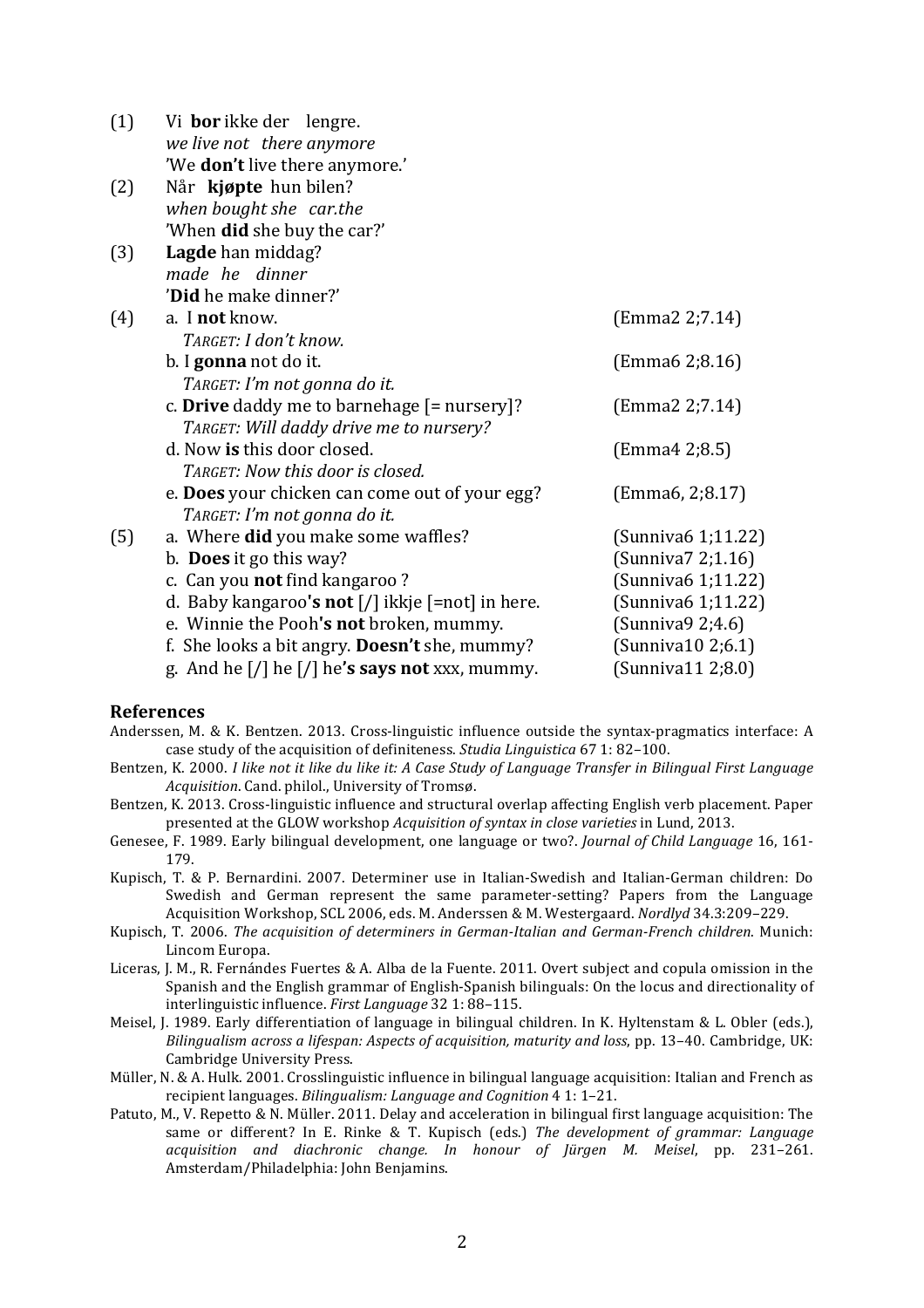(1) Vi **bor** ikke der lengre.
*we live not there anymore*
'We **don't** live there anymore.'

(2) Når **kjøpte** hun bilen?
*when bought she car.the*
'When **did** she buy the car?'

(3) **Lagde** han middag?
*made he dinner*
'**Did** he make dinner?'

(4) a. I **not** know. (Emma2 2;7.14)
*TARGET: I don't know.*
b. I **gonna** not do it. (Emma6 2;8.16)
*TARGET: I'm not gonna do it.*
c. **Drive** daddy me to barnehage [= nursery]? (Emma2 2;7.14)
*TARGET: Will daddy drive me to nursery?*
d. Now **is** this door closed. (Emma4 2;8.5)
*TARGET: Now this door is closed.*
e. **Does** your chicken can come out of your egg? (Emma6, 2;8.17)
*TARGET: I'm not gonna do it.*

(5) a. Where **did** you make some waffles? (Sunniva6 1;11.22)
b. **Does** it go this way? (Sunniva7 2;1.16)
c. Can you **not** find kangaroo ? (Sunniva6 1;11.22)
d. Baby kangaroo**'s not** [/] ikkje [=not] in here. (Sunniva6 1;11.22)
e. Winnie the Pooh**'s not** broken, mummy. (Sunniva9 2;4.6)
f. She looks a bit angry. **Doesn't** she, mummy? (Sunniva10 2;6.1)
g. And he [/] he [/] he**'s says not** xxx, mummy. (Sunniva11 2;8.0)

## References

Anderssen, M. & K. Bentzen. 2013. Cross-linguistic influence outside the syntax-pragmatics interface: A case study of the acquisition of definiteness. *Studia Linguistica* 67 1: 82–100.

Bentzen, K. 2000. *I like not it like du like it: A Case Study of Language Transfer in Bilingual First Language Acquisition*. Cand. philol., University of Tromsø.

Bentzen, K. 2013. Cross-linguistic influence and structural overlap affecting English verb placement. Paper presented at the GLOW workshop *Acquisition of syntax in close varieties* in Lund, 2013.

Genesee, F. 1989. Early bilingual development, one language or two?. *Journal of Child Language* 16, 161-179.

Kupisch, T. & P. Bernardini. 2007. Determiner use in Italian-Swedish and Italian-German children: Do Swedish and German represent the same parameter-setting? Papers from the Language Acquisition Workshop, SCL 2006, eds. M. Anderssen & M. Westergaard. *Nordlyd* 34.3:209–229.

Kupisch, T. 2006. *The acquisition of determiners in German-Italian and German-French children*. Munich: Lincom Europa.

Liceras, J. M., R. Fernándes Fuertes & A. Alba de la Fuente. 2011. Overt subject and copula omission in the Spanish and the English grammar of English-Spanish bilinguals: On the locus and directionality of interlinguistic influence. *First Language* 32 1: 88–115.

Meisel, J. 1989. Early differentiation of language in bilingual children. In K. Hyltenstam & L. Obler (eds.), *Bilingualism across a lifespan: Aspects of acquisition, maturity and loss*, pp. 13–40. Cambridge, UK: Cambridge University Press.

Müller, N. & A. Hulk. 2001. Crosslinguistic influence in bilingual language acquisition: Italian and French as recipient languages. *Bilingualism: Language and Cognition* 4 1: 1–21.

Patuto, M., V. Repetto & N. Müller. 2011. Delay and acceleration in bilingual first language acquisition: The same or different? In E. Rinke & T. Kupisch (eds.) *The development of grammar: Language acquisition and diachronic change. In honour of Jürgen M. Meisel*, pp. 231–261. Amsterdam/Philadelphia: John Benjamins.